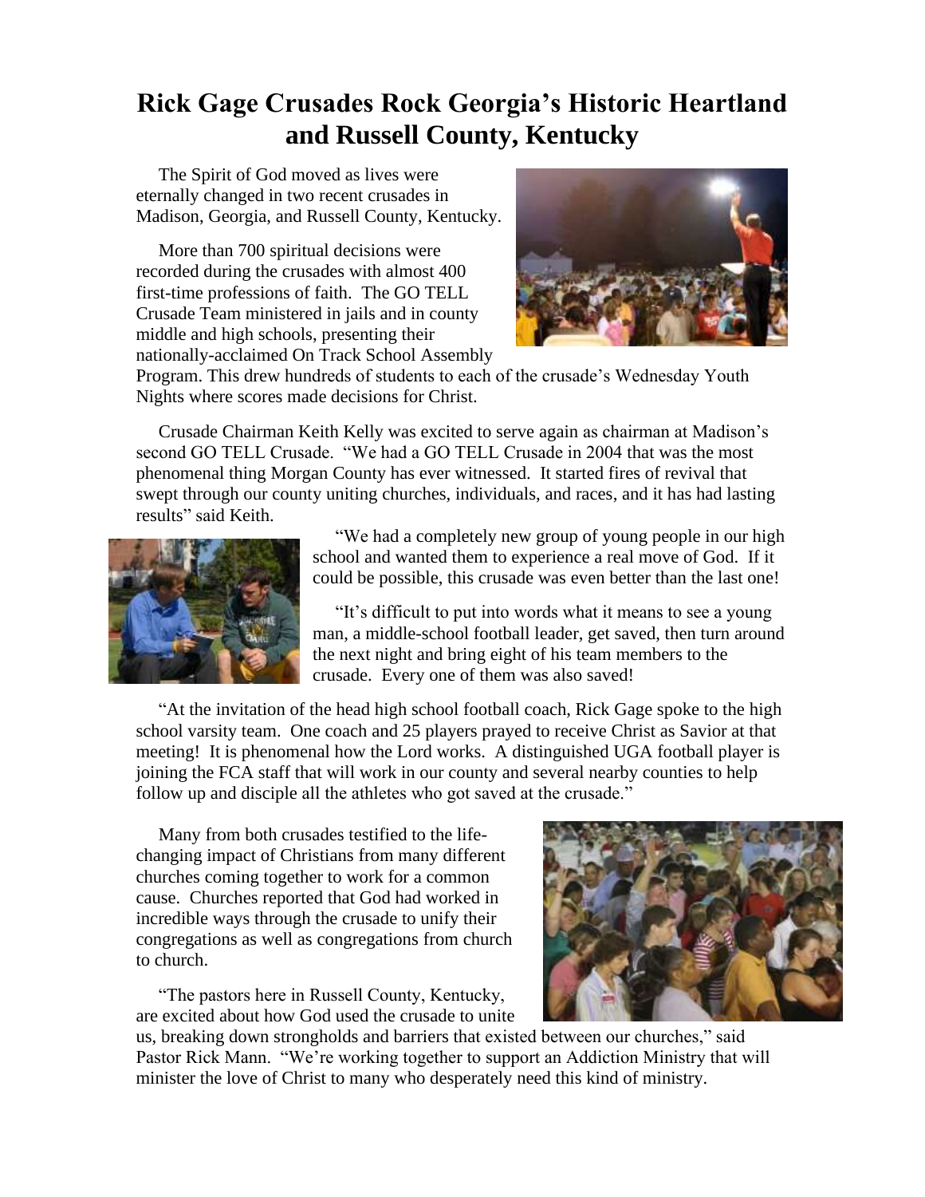# Rick Gage Crusades Rock Georgia's Historic Heartland and Russell County, Kentucky

The Spirit of God moved as lives were eternally changed in two recent crusades in Madison, Georgia, and Russell County, Kentucky.

More than 700 spiritual decisions were recorded during the crusades with almost 400 first-time professions of faith. The GO TELL Crusade Team ministered in jails and in county middle and high schools, presenting their nationally-acclaimed On Track School Assembly Program. This drew hundreds of students to each of the crusade's Wednesday Youth Nights where scores made decisions for Christ.

Crusade Chairman Keith Kelly was excited to serve again as chairman at Madison's second GO TELL Crusade. "We had a GO TELL Crusade in 2004 that was the most phenomenal thing Morgan County has ever witnessed. It started fires of revival that swept through our county uniting churches, individuals, and races, and it has had lasting results" said Keith.

"We had a completely new group of young people in our high school and wanted them to experience a real move of God. If it could be possible, this crusade was even better than the last one!

"It's difficult to put into words what it means to see a young man, a middle-school football leader, get saved, then turn around the next night and bring eight of his team members to the crusade. Every one of them was also saved!

"At the invitation of the head high school football coach, Rick Gage spoke to the high school varsity team. One coach and 25 players prayed to receive Christ as Savior at that meeting! It is phenomenal how the Lord works. A distinguished UGA football player is joining the FCA staff that will work in our county and several nearby counties to help follow up and disciple all the athletes who got saved at the crusade."

Many from both crusades testified to the life-changing impact of Christians from many different churches coming together to work for a common cause. Churches reported that God had worked in incredible ways through the crusade to unify their congregations as well as congregations from church to church.

"The pastors here in Russell County, Kentucky, are excited about how God used the crusade to unite us, breaking down strongholds and barriers that existed between our churches," said Pastor Rick Mann. "We're working together to support an Addiction Ministry that will minister the love of Christ to many who desperately need this kind of ministry.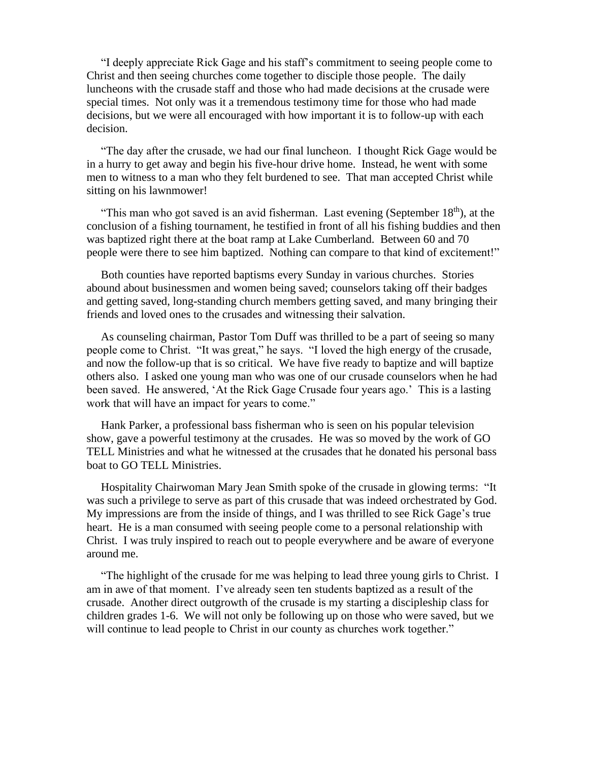"I deeply appreciate Rick Gage and his staff's commitment to seeing people come to Christ and then seeing churches come together to disciple those people. The daily luncheons with the crusade staff and those who had made decisions at the crusade were special times. Not only was it a tremendous testimony time for those who had made decisions, but we were all encouraged with how important it is to follow-up with each decision.

"The day after the crusade, we had our final luncheon. I thought Rick Gage would be in a hurry to get away and begin his five-hour drive home. Instead, he went with some men to witness to a man who they felt burdened to see. That man accepted Christ while sitting on his lawnmower!

"This man who got saved is an avid fisherman. Last evening (September 18th), at the conclusion of a fishing tournament, he testified in front of all his fishing buddies and then was baptized right there at the boat ramp at Lake Cumberland. Between 60 and 70 people were there to see him baptized. Nothing can compare to that kind of excitement!"

Both counties have reported baptisms every Sunday in various churches. Stories abound about businessmen and women being saved; counselors taking off their badges and getting saved, long-standing church members getting saved, and many bringing their friends and loved ones to the crusades and witnessing their salvation.

As counseling chairman, Pastor Tom Duff was thrilled to be a part of seeing so many people come to Christ. "It was great," he says. "I loved the high energy of the crusade, and now the follow-up that is so critical. We have five ready to baptize and will baptize others also. I asked one young man who was one of our crusade counselors when he had been saved. He answered, 'At the Rick Gage Crusade four years ago.' This is a lasting work that will have an impact for years to come."

Hank Parker, a professional bass fisherman who is seen on his popular television show, gave a powerful testimony at the crusades. He was so moved by the work of GO TELL Ministries and what he witnessed at the crusades that he donated his personal bass boat to GO TELL Ministries.

Hospitality Chairwoman Mary Jean Smith spoke of the crusade in glowing terms: "It was such a privilege to serve as part of this crusade that was indeed orchestrated by God. My impressions are from the inside of things, and I was thrilled to see Rick Gage's true heart. He is a man consumed with seeing people come to a personal relationship with Christ. I was truly inspired to reach out to people everywhere and be aware of everyone around me.

"The highlight of the crusade for me was helping to lead three young girls to Christ. I am in awe of that moment. I've already seen ten students baptized as a result of the crusade. Another direct outgrowth of the crusade is my starting a discipleship class for children grades 1-6. We will not only be following up on those who were saved, but we will continue to lead people to Christ in our county as churches work together."